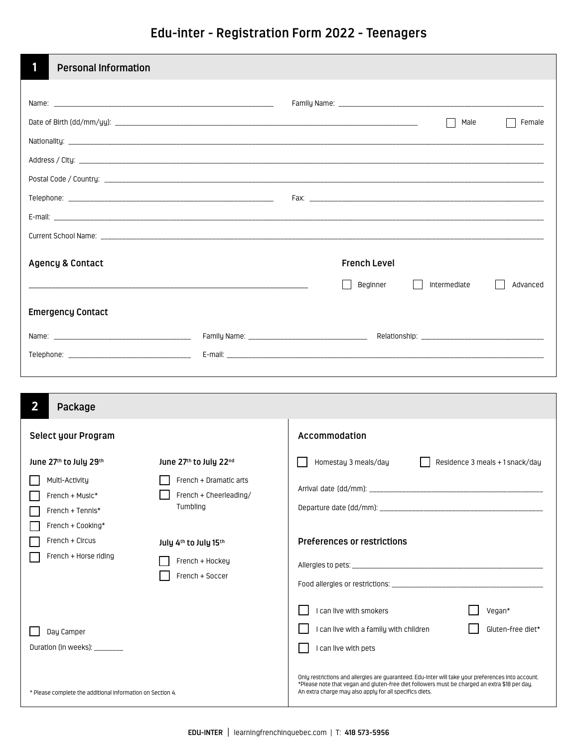# Edu-inter - Registration Form 2022 - Teenagers

## 1 Personal Information

Name: ______________________ Family Name: ______________________

Date of Birth (dd/mm/yy): ______________________ ☐ Male ☐ Female

Nationality: ______________________

Address / City: ______________________

Postal Code / Country: ______________________

Telephone: ______________________ Fax: ______________________

E-mail: ______________________

Current School Name: ______________________

### Agency & Contact

______________________

### French Level

☐ Beginner ☐ Intermediate ☐ Advanced

### Emergency Contact

Name: ______________ Family Name: ______________ Relationship: ______________

Telephone: ______________ E-mail: ______________________

## 2 Package

### Select your Program

**June 27th to July 29th**

☐ Multi-Activity
☐ French + Music*
☐ French + Tennis*
☐ French + Cooking*
☐ French + Circus
☐ French + Horse riding

**June 27th to July 22nd**

☐ French + Dramatic arts
☐ French + Cheerleading/ Tumbling

**July 4th to July 15th**

☐ French + Hockey
☐ French + Soccer

☐ Day Camper

Duration (in weeks): ________

\* Please complete the additional information on Section 4.

### Accommodation

☐ Homestay 3 meals/day ☐ Residence 3 meals + 1 snack/day

Arrival date (dd/mm): ______________________

Departure date (dd/mm): ______________________

### Preferences or restrictions

Allergies to pets: ______________________

Food allergies or restrictions: ______________________

☐ I can live with smokers ☐ Vegan*
☐ I can live with a family with children ☐ Gluten-free diet*
☐ I can live with pets

Only restrictions and allergies are guaranteed. Edu-inter will take your preferences into account.
*Please note that vegan and gluten-free diet followers must be charged an extra $18 per day.
An extra charge may also apply for all specifics diets.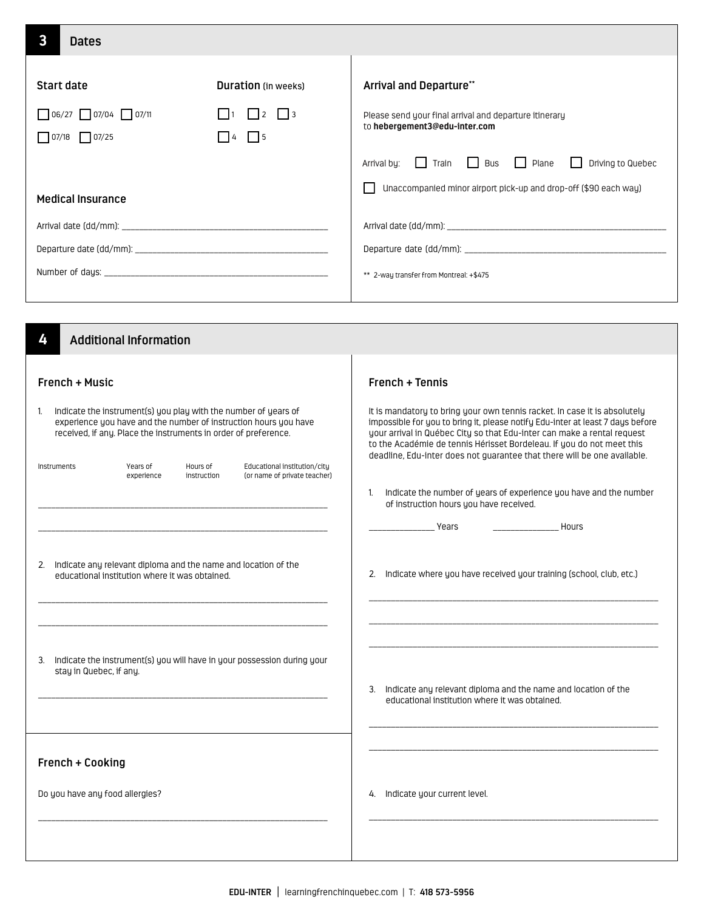## 3 Dates

### Start date

- [ ] 06/27
- [ ] 07/04
- [ ] 07/11
- [ ] 07/18
- [ ] 07/25

### Duration (in weeks)

- [ ] 1
- [ ] 2
- [ ] 3
- [ ] 4
- [ ] 5

### Medical Insurance

Arrival date (dd/mm): ____________________________________________

Departure date (dd/mm): ____________________________________________

Number of days: ____________________________________________

### Arrival and Departure**

Please send your final arrival and departure itinerary to **hebergement3@edu-inter.com**

Arrival by: [ ] Train [ ] Bus [ ] Plane [ ] Driving to Quebec

- [ ] Unaccompanied minor airport pick-up and drop-off ($90 each way)

Arrival date (dd/mm): ____________________________________________

Departure date (dd/mm): ____________________________________________

** 2-way transfer from Montreal: +$475

## 4 Additional Information

### French + Music

1. Indicate the instrument(s) you play with the number of years of experience you have and the number of instruction hours you have received, if any. Place the instruments in order of preference.

| Instruments | Years of experience | Hours of instruction | Educational institution/city (or name of private teacher) |
|---|---|---|---|
| | | | |
| | | | |

2. Indicate any relevant diploma and the name and location of the educational institution where it was obtained.

____________________________________________

____________________________________________

3. Indicate the instrument(s) you will have in your possession during your stay in Quebec, if any.

____________________________________________

### French + Cooking

Do you have any food allergies?

____________________________________________

### French + Tennis

It is mandatory to bring your own tennis racket. In case it is absolutely impossible for you to bring it, please notify Edu-inter at least 7 days before your arrival in Québec City so that Edu-inter can make a rental request to the Académie de tennis Hérisset Bordeleau. If you do not meet this deadline, Edu-inter does not guarantee that there will be one available.

1. Indicate the number of years of experience you have and the number of instruction hours you have received.

_______________ Years _______________ Hours

2. Indicate where you have received your training (school, club, etc.)

____________________________________________

____________________________________________

____________________________________________

3. Indicate any relevant diploma and the name and location of the educational institution where it was obtained.

____________________________________________

____________________________________________

4. Indicate your current level.

____________________________________________

**EDU-INTER** | learningfrenchinquebec.com | T: **418 573-5956**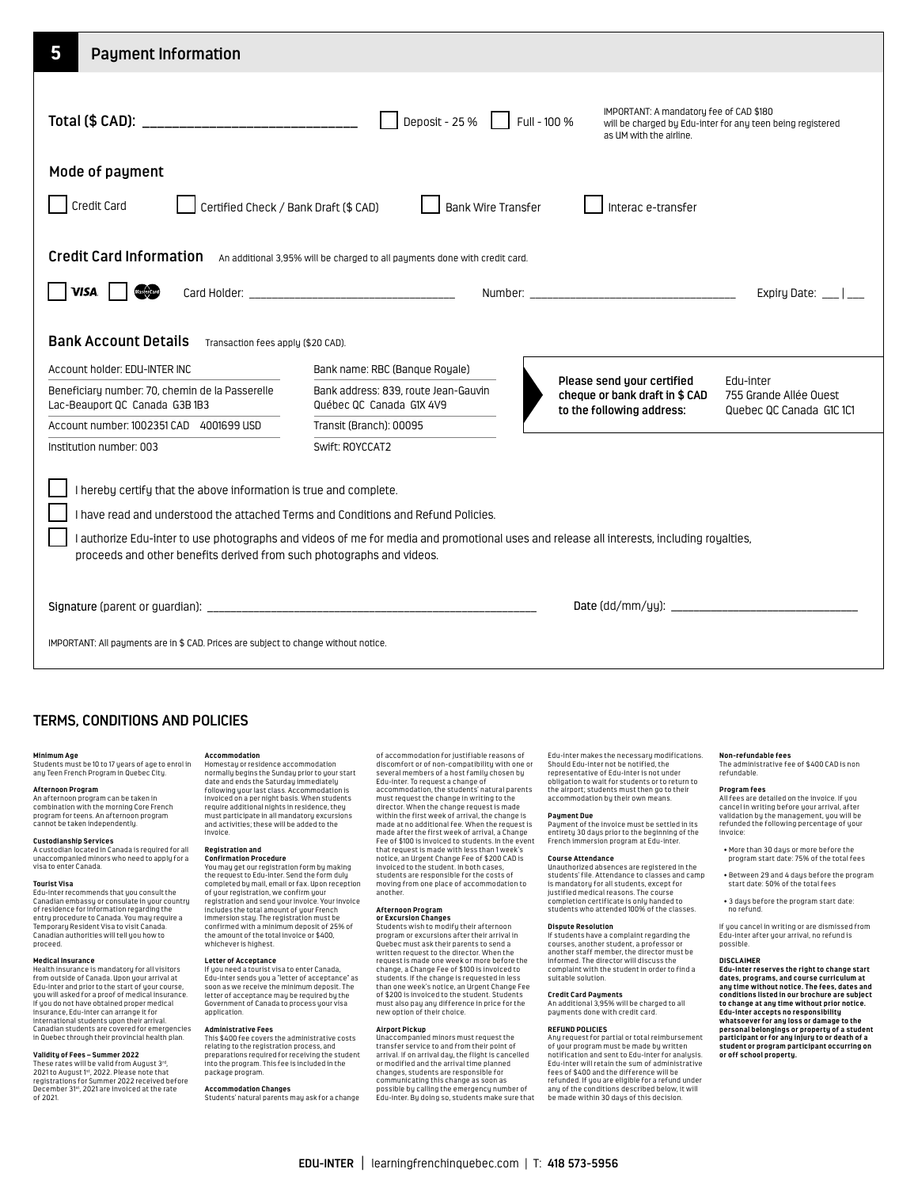## 5 Payment Information

**Total ($ CAD):** ______________________________ ☐ Deposit - 25 % ☐ Full - 100 %

IMPORTANT: A mandatory fee of CAD $180 will be charged by Edu-inter for any teen being registered as UM with the airline.

### Mode of payment

☐ Credit Card ☐ Certified Check / Bank Draft ($ CAD) ☐ Bank Wire Transfer ☐ Interac e-transfer

### Credit Card Information

An additional 3,95% will be charged to all payments done with credit card.

☐ VISA ☐ MasterCard Card Holder: ______________________ Number: ______________________ Expiry Date: ___ | ___

### Bank Account Details

Transaction fees apply ($20 CAD).

| | |
|---|---|
| Account holder: EDU-INTER INC | Bank name: RBC (Banque Royale) |
| Beneficiary number: 70, chemin de la Passerelle Lac-Beauport QC Canada G3B 1B3 | Bank address: 839, route Jean-Gauvin Québec QC Canada G1X 4V9 |
| Account number: 1002351 CAD 4001699 USD | Transit (Branch): 00095 |
| Institution number: 003 | Swift: ROYCCAT2 |

**Please send your certified cheque or bank draft in $ CAD to the following address:** Edu-inter, 755 Grande Allée Ouest, Quebec QC Canada G1C 1C1

☐ I hereby certify that the above information is true and complete.

☐ I have read and understood the attached Terms and Conditions and Refund Policies.

☐ I authorize Edu-inter to use photographs and videos of me for media and promotional uses and release all interests, including royalties, proceeds and other benefits derived from such photographs and videos.

**Signature** (parent or guardian): ______________________________ **Date** (dd/mm/yy): ______________________

IMPORTANT: All payments are in $ CAD. Prices are subject to change without notice.

## TERMS, CONDITIONS AND POLICIES

**Minimum Age**
Students must be 10 to 17 years of age to enrol in any Teen French Program in Quebec City.

**Afternoon Program**
An afternoon program can be taken in combination with the morning Core French program for teens. An afternoon program cannot be taken independently.

**Custodianship Services**
A custodian located in Canada is required for all unaccompanied minors who need to apply for a visa to enter Canada.

**Tourist Visa**
Edu-inter recommends that you consult the Canadian embassy or consulate in your country of residence for information regarding the entry procedure to Canada. You may require a Temporary Resident Visa to visit Canada. Canadian authorities will tell you how to proceed.

**Medical Insurance**
Health insurance is mandatory for all visitors from outside of Canada. Upon your arrival at Edu-inter and prior to the start of your course, you will asked for a proof of medical insurance. If you do not have obtained proper medical insurance, Edu-inter can arrange it for international students upon their arrival. Canadian students are covered for emergencies in Quebec through their provincial health plan.

**Validity of Fees – Summer 2022**
These rates will be valid from August 3rd, 2021 to August 1st, 2022. Please note that registrations for Summer 2022 received before December 31st, 2021 are invoiced at the rate of 2021.

**Accommodation**
Homestay or residence accommodation normally begins the Sunday prior to your start date and ends the Saturday immediately following your last class. Accommodation is invoiced on a per night basis. When students require additional nights in residence, they must participate in all mandatory excursions and activities; these will be added to the invoice.

**Registration and Confirmation Procedure**
You may get our registration form by making the request to Edu-inter. Send the form duly completed by mail, email or fax. Upon reception of your registration, we confirm your registration and send your invoice. Your invoice includes the total amount of your French immersion stay. The registration must be confirmed with a minimum deposit of 25% of the amount of the total invoice or $400, whichever is highest.

**Letter of Acceptance**
If you need a tourist visa to enter Canada, Edu-inter sends you a "letter of acceptance" as soon as we receive the minimum deposit. The letter of acceptance may be required by the Government of Canada to process your visa application.

**Administrative Fees**
This $400 fee covers the administrative costs relating to the registration process, and preparations required for receiving the student into the program. This fee is included in the package program.

**Accommodation Changes**
Students' natural parents may ask for a change of accommodation for justifiable reasons of discomfort or of non-compatibility with one or several members of a host family chosen by Edu-inter. To request a change of accommodation, the students' natural parents must request the change in writing to the director. When the change request is made within the first week of arrival, the change is made at no additional fee. When the request is made after the first week of arrival, a Change Fee of $100 is invoiced to students. In the event that request is made with less than 1 week's notice, an Urgent Change Fee of $200 CAD is invoiced to the student. In both cases, students are responsible for the costs of moving from one place of accommodation to another.

**Afternoon Program or Excursion Changes**
Students wish to modify their afternoon program or excursions after their arrival in Quebec must ask their parents to send a written request to the director. When the request is made one week or more before the change, a Change Fee of $100 is invoiced to students. If the change is requested in less than one week's notice, an Urgent Change Fee of $200 is invoiced to the student. Students must also pay any difference in price for the new option of their choice.

**Airport Pickup**
Unaccompanied minors must request the transfer service to and from their point of arrival. If on arrival day, the flight is cancelled or modified and the arrival time planned changes, students are responsible for communicating this change as soon as possible by calling the emergency number of Edu-inter. By doing so, students make sure that Edu-inter makes the necessary modifications. Should Edu-inter not be notified, the representative of Edu-inter is not under obligation to wait for students or to return to the airport; students must then go to their accommodation by their own means.

**Payment Due**
Payment of the invoice must be settled in its entirety 30 days prior to the beginning of the French immersion program at Edu-inter.

**Course Attendance**
Unauthorized absences are registered in the students' file. Attendance to classes and camp is mandatory for all students, except for justified medical reasons. The course completion certificate is only handed to students who attended 100% of the classes.

**Dispute Resolution**
If students have a complaint regarding the courses, another student, a professor or another staff member, the director must be informed. The director will discuss the complaint with the student in order to find a suitable solution.

**Credit Card Payments**
An additional 3,95% will be charged to all payments done with credit card.

**REFUND POLICIES**
Any request for partial or total reimbursement of your program must be made by written notification and sent to Edu-inter for analysis. Edu-inter will retain the sum of administrative fees of $400 and the difference will be refunded. If you are eligible for a refund under any of the conditions described below, it will be made within 30 days of this decision.

**Non-refundable fees**
The administrative fee of $400 CAD is non refundable.

**Program fees**
All fees are detailed on the invoice. If you cancel in writing before your arrival, after validation by the management, you will be refunded the following percentage of your invoice:

- More than 30 days or more before the program start date: 75% of the total fees
- Between 29 and 4 days before the program start date: 50% of the total fees
- 3 days before the program start date: no refund.

If you cancel in writing or are dismissed from Edu-inter after your arrival, no refund is possible.

**DISCLAIMER**
**Edu-inter reserves the right to change start dates, programs, and course curriculum at any time without notice. The fees, dates and conditions listed in our brochure are subject to change at any time without prior notice. Edu-inter accepts no responsibility whatsoever for any loss or damage to the personal belongings or property of a student participant or for any injury to or death of a student or program participant occurring on or off school property.**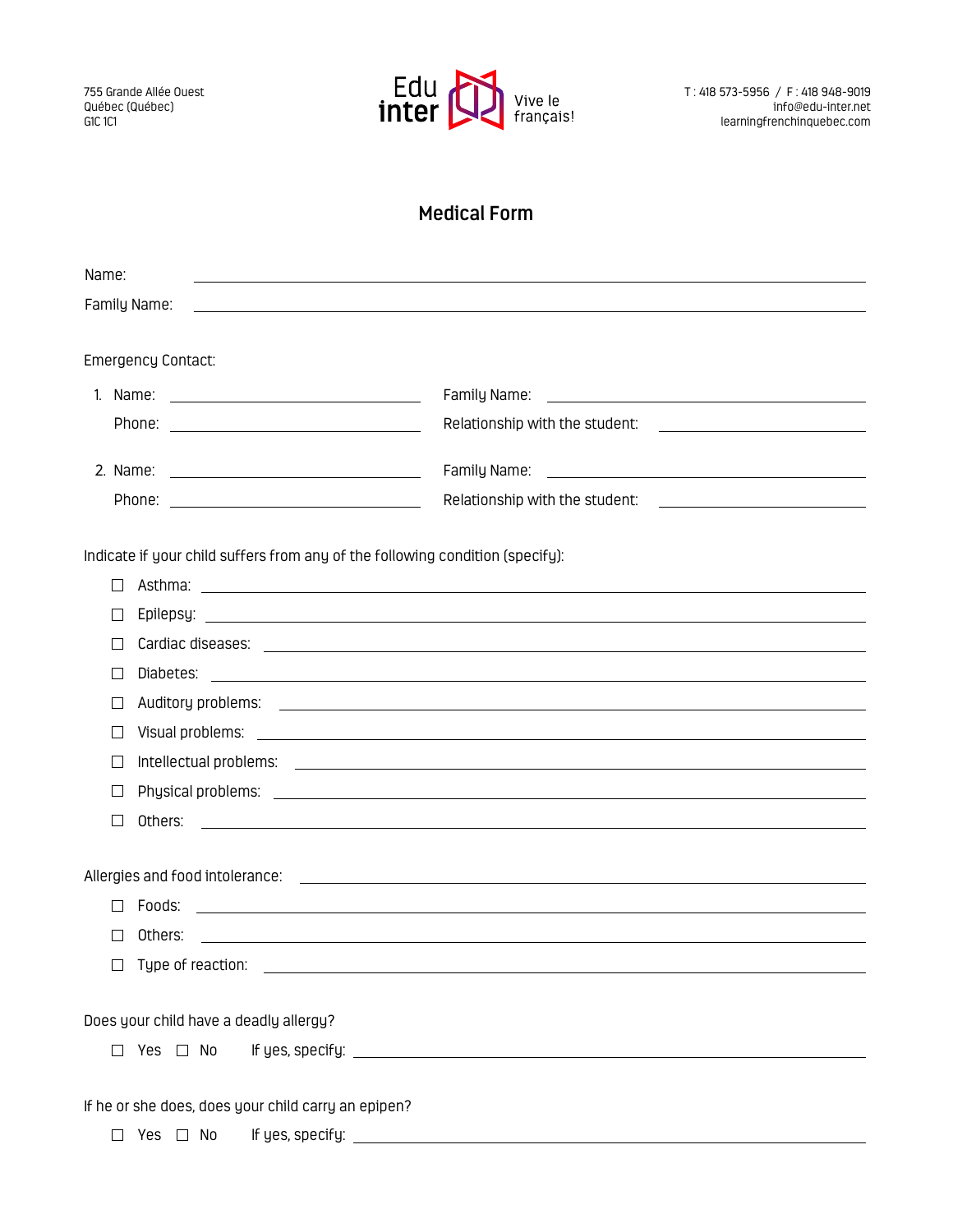755 Grande Allée Ouest
Québec (Québec)
G1C 1C1

Edu inter — Vive le français!

T : 418 573-5956 / F : 418 948-9019
info@edu-inter.net
learningfrenchinquebec.com

# Medical Form

Name: ____________________

Family Name: ____________________

Emergency Contact:

1. Name: ____________________ Family Name: ____________________
   Phone: ____________________ Relationship with the student: ____________________

2. Name: ____________________ Family Name: ____________________
   Phone: ____________________ Relationship with the student: ____________________

Indicate if your child suffers from any of the following condition (specify):

- ☐ Asthma: ____________________
- ☐ Epilepsy: ____________________
- ☐ Cardiac diseases: ____________________
- ☐ Diabetes: ____________________
- ☐ Auditory problems: ____________________
- ☐ Visual problems: ____________________
- ☐ Intellectual problems: ____________________
- ☐ Physical problems: ____________________
- ☐ Others: ____________________

Allergies and food intolerance: ____________________

- ☐ Foods: ____________________
- ☐ Others: ____________________
- ☐ Type of reaction: ____________________

Does your child have a deadly allergy?

☐ Yes ☐ No If yes, specify: ____________________

If he or she does, does your child carry an epipen?

☐ Yes ☐ No If yes, specify: ____________________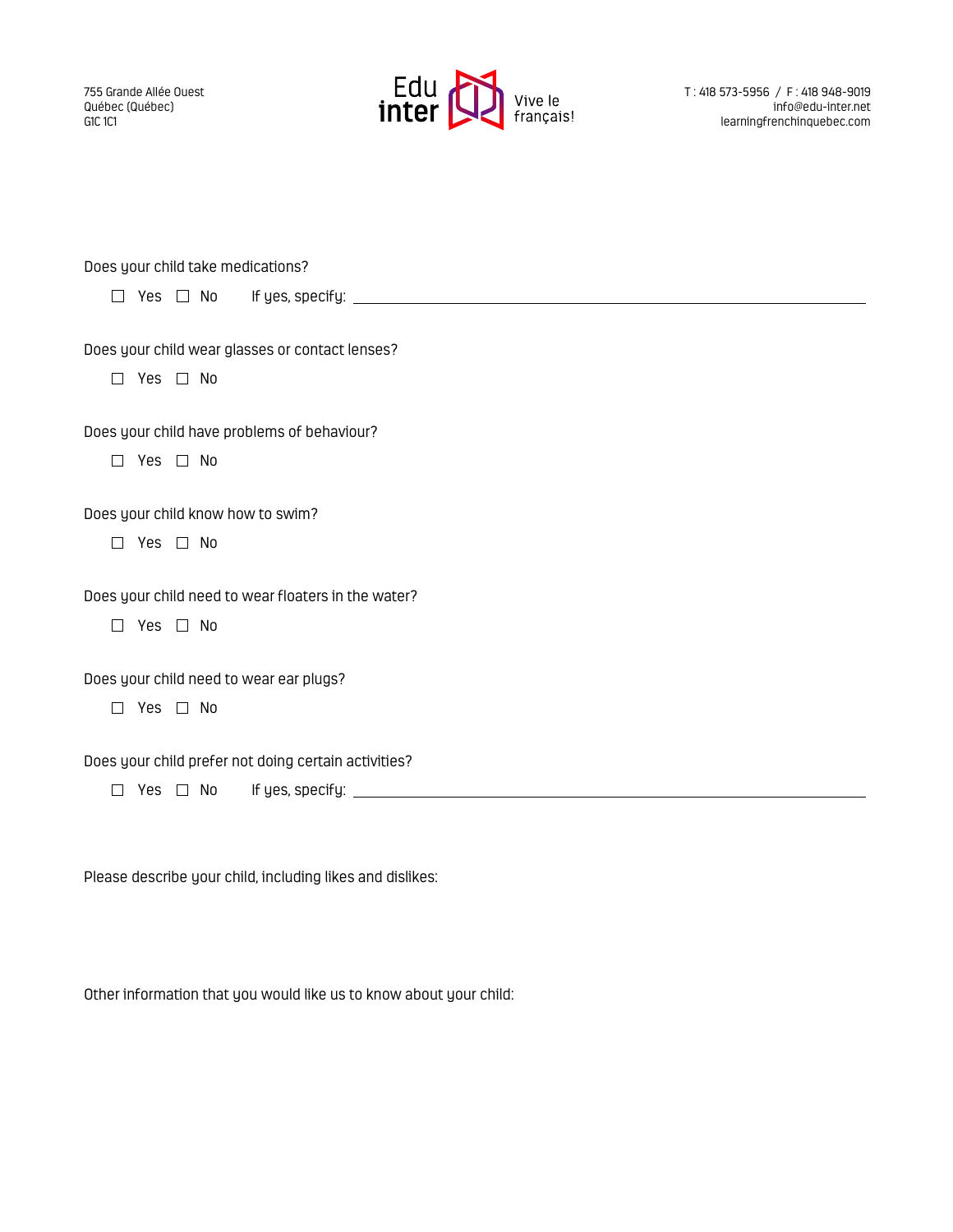Does your child take medications?

☐ Yes ☐ No If yes, specify: ______________________________________________

Does your child wear glasses or contact lenses?

☐ Yes ☐ No

Does your child have problems of behaviour?

☐ Yes ☐ No

Does your child know how to swim?

☐ Yes ☐ No

Does your child need to wear floaters in the water?

☐ Yes ☐ No

Does your child need to wear ear plugs?

☐ Yes ☐ No

Does your child prefer not doing certain activities?

☐ Yes ☐ No If yes, specify: ______________________________________________

Please describe your child, including likes and dislikes:

Other information that you would like us to know about your child: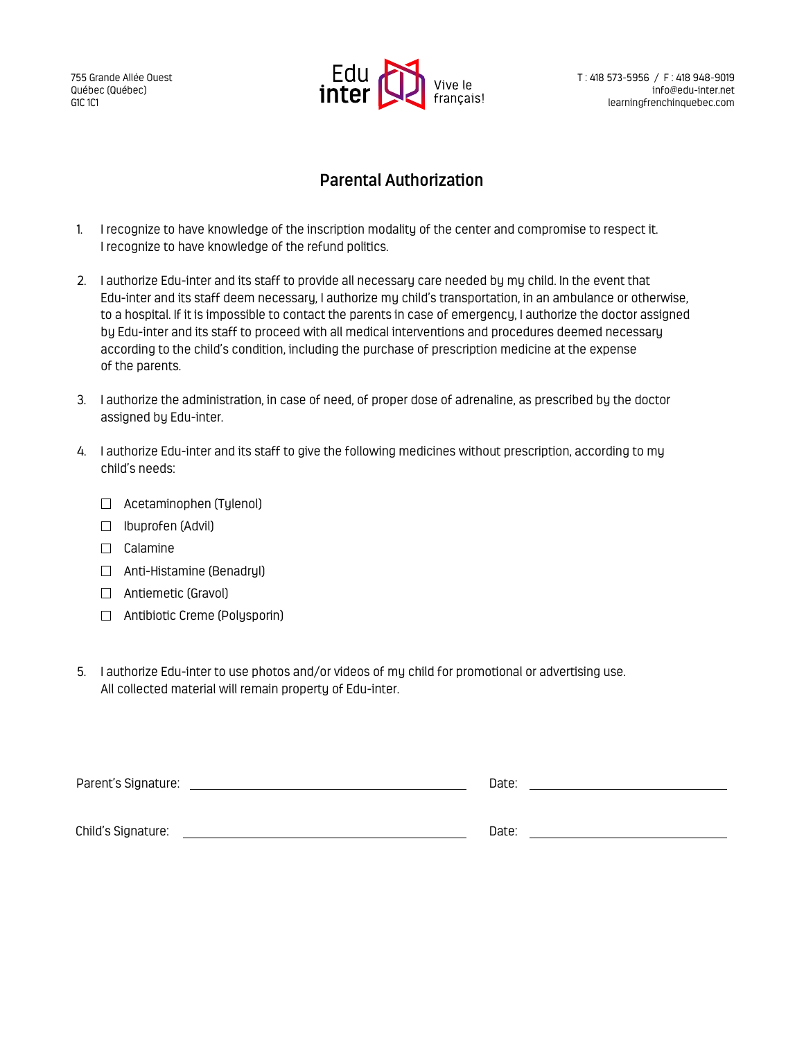755 Grande Allée Ouest
Québec (Québec)
G1C 1C1

Edu inter Vive le français!

T : 418 573-5956 / F : 418 948-9019
info@edu-inter.net
learningfrenchinquebec.com

# Parental Authorization

1. I recognize to have knowledge of the inscription modality of the center and compromise to respect it.
   I recognize to have knowledge of the refund politics.

2. I authorize Edu-inter and its staff to provide all necessary care needed by my child. In the event that Edu-inter and its staff deem necessary, I authorize my child's transportation, in an ambulance or otherwise, to a hospital. If it is impossible to contact the parents in case of emergency, I authorize the doctor assigned by Edu-inter and its staff to proceed with all medical interventions and procedures deemed necessary according to the child's condition, including the purchase of prescription medicine at the expense of the parents.

3. I authorize the administration, in case of need, of proper dose of adrenaline, as prescribed by the doctor assigned by Edu-inter.

4. I authorize Edu-inter and its staff to give the following medicines without prescription, according to my child's needs:

   - ☐ Acetaminophen (Tylenol)
   - ☐ Ibuprofen (Advil)
   - ☐ Calamine
   - ☐ Anti-Histamine (Benadryl)
   - ☐ Antiemetic (Gravol)
   - ☐ Antibiotic Creme (Polysporin)

5. I authorize Edu-inter to use photos and/or videos of my child for promotional or advertising use.
   All collected material will remain property of Edu-inter.

Parent's Signature: ______________________________ Date: ____________________

Child's Signature: ______________________________ Date: ____________________